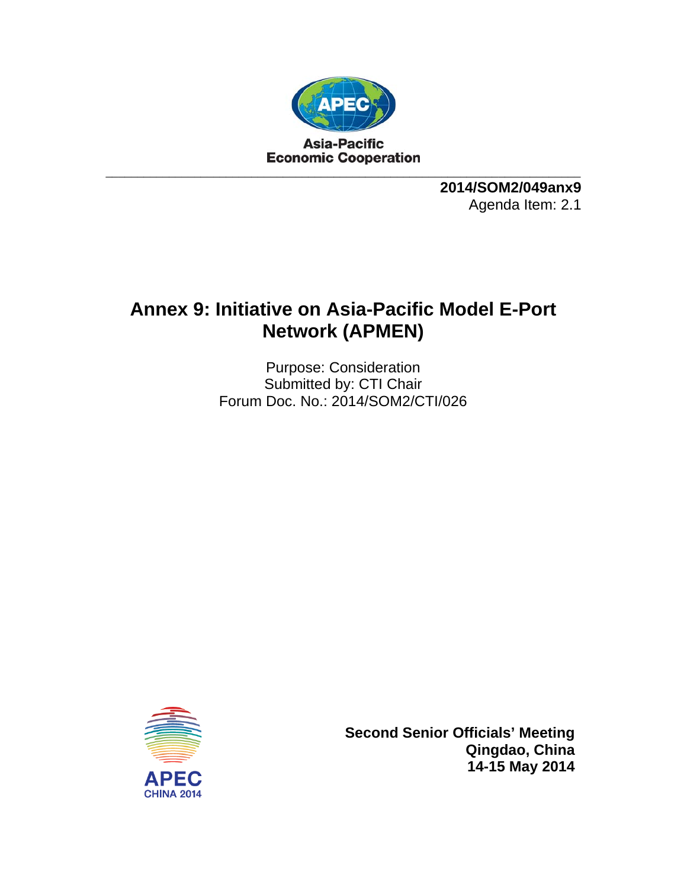Asia-Pacific
Economic Cooperation

**2014/SOM2/049anx9**
Agenda Item: 2.1

# Annex 9: Initiative on Asia-Pacific Model E-Port Network (APMEN)

Purpose: Consideration
Submitted by: CTI Chair
Forum Doc. No.: 2014/SOM2/CTI/026

APEC
CHINA 2014

**Second Senior Officials' Meeting**
**Qingdao, China**
**14-15 May 2014**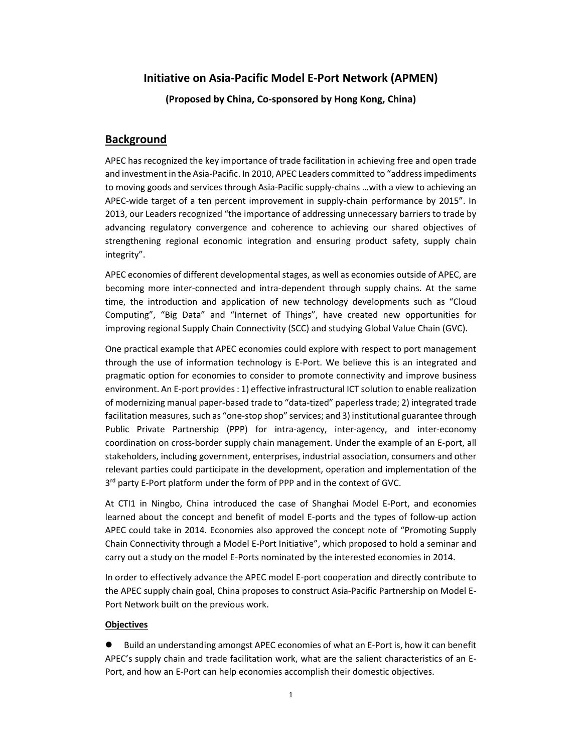# Initiative on Asia-Pacific Model E-Port Network (APMEN)

**(Proposed by China, Co-sponsored by Hong Kong, China)**

## Background

APEC has recognized the key importance of trade facilitation in achieving free and open trade and investment in the Asia-Pacific. In 2010, APEC Leaders committed to "address impediments to moving goods and services through Asia-Pacific supply-chains …with a view to achieving an APEC-wide target of a ten percent improvement in supply-chain performance by 2015". In 2013, our Leaders recognized "the importance of addressing unnecessary barriers to trade by advancing regulatory convergence and coherence to achieving our shared objectives of strengthening regional economic integration and ensuring product safety, supply chain integrity".

APEC economies of different developmental stages, as well as economies outside of APEC, are becoming more inter-connected and intra-dependent through supply chains. At the same time, the introduction and application of new technology developments such as "Cloud Computing", "Big Data" and "Internet of Things", have created new opportunities for improving regional Supply Chain Connectivity (SCC) and studying Global Value Chain (GVC).

One practical example that APEC economies could explore with respect to port management through the use of information technology is E-Port. We believe this is an integrated and pragmatic option for economies to consider to promote connectivity and improve business environment. An E-port provides : 1) effective infrastructural ICT solution to enable realization of modernizing manual paper-based trade to "data-tized" paperless trade; 2) integrated trade facilitation measures, such as "one-stop shop" services; and 3) institutional guarantee through Public Private Partnership (PPP) for intra-agency, inter-agency, and inter-economy coordination on cross-border supply chain management. Under the example of an E-port, all stakeholders, including government, enterprises, industrial association, consumers and other relevant parties could participate in the development, operation and implementation of the 3rd party E-Port platform under the form of PPP and in the context of GVC.

At CTI1 in Ningbo, China introduced the case of Shanghai Model E-Port, and economies learned about the concept and benefit of model E-ports and the types of follow-up action APEC could take in 2014. Economies also approved the concept note of "Promoting Supply Chain Connectivity through a Model E-Port Initiative", which proposed to hold a seminar and carry out a study on the model E-Ports nominated by the interested economies in 2014.

In order to effectively advance the APEC model E-port cooperation and directly contribute to the APEC supply chain goal, China proposes to construct Asia-Pacific Partnership on Model E-Port Network built on the previous work.

**Objectives**

- Build an understanding amongst APEC economies of what an E-Port is, how it can benefit APEC's supply chain and trade facilitation work, what are the salient characteristics of an E-Port, and how an E-Port can help economies accomplish their domestic objectives.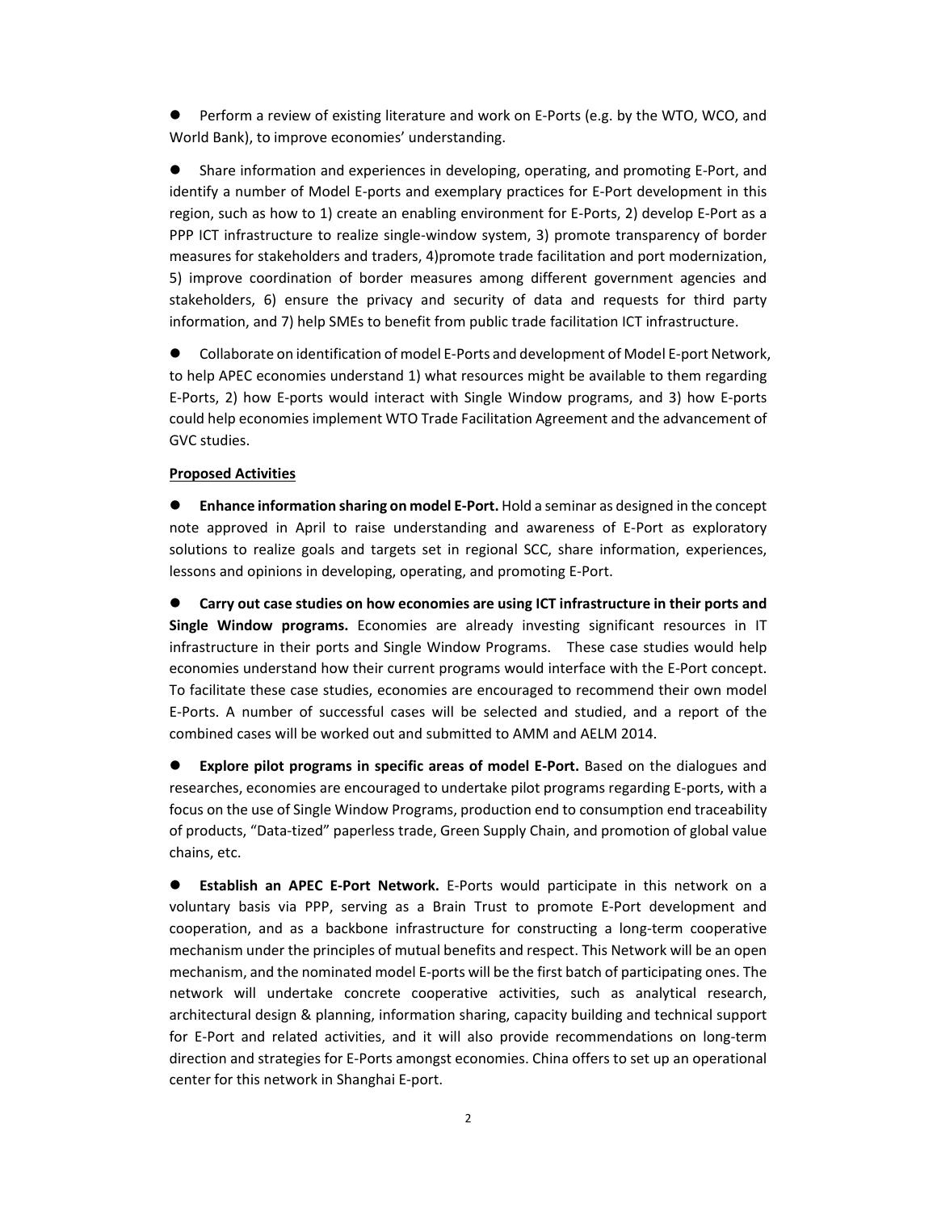- Perform a review of existing literature and work on E-Ports (e.g. by the WTO, WCO, and World Bank), to improve economies' understanding.

- Share information and experiences in developing, operating, and promoting E-Port, and identify a number of Model E-ports and exemplary practices for E-Port development in this region, such as how to 1) create an enabling environment for E-Ports, 2) develop E-Port as a PPP ICT infrastructure to realize single-window system, 3) promote transparency of border measures for stakeholders and traders, 4)promote trade facilitation and port modernization, 5) improve coordination of border measures among different government agencies and stakeholders, 6) ensure the privacy and security of data and requests for third party information, and 7) help SMEs to benefit from public trade facilitation ICT infrastructure.

- Collaborate on identification of model E-Ports and development of Model E-port Network, to help APEC economies understand 1) what resources might be available to them regarding E-Ports, 2) how E-ports would interact with Single Window programs, and 3) how E-ports could help economies implement WTO Trade Facilitation Agreement and the advancement of GVC studies.

**Proposed Activities**

- **Enhance information sharing on model E-Port.** Hold a seminar as designed in the concept note approved in April to raise understanding and awareness of E-Port as exploratory solutions to realize goals and targets set in regional SCC, share information, experiences, lessons and opinions in developing, operating, and promoting E-Port.

- **Carry out case studies on how economies are using ICT infrastructure in their ports and Single Window programs.** Economies are already investing significant resources in IT infrastructure in their ports and Single Window Programs. These case studies would help economies understand how their current programs would interface with the E-Port concept. To facilitate these case studies, economies are encouraged to recommend their own model E-Ports. A number of successful cases will be selected and studied, and a report of the combined cases will be worked out and submitted to AMM and AELM 2014.

- **Explore pilot programs in specific areas of model E-Port.** Based on the dialogues and researches, economies are encouraged to undertake pilot programs regarding E-ports, with a focus on the use of Single Window Programs, production end to consumption end traceability of products, "Data-tized" paperless trade, Green Supply Chain, and promotion of global value chains, etc.

- **Establish an APEC E-Port Network.** E-Ports would participate in this network on a voluntary basis via PPP, serving as a Brain Trust to promote E-Port development and cooperation, and as a backbone infrastructure for constructing a long-term cooperative mechanism under the principles of mutual benefits and respect. This Network will be an open mechanism, and the nominated model E-ports will be the first batch of participating ones. The network will undertake concrete cooperative activities, such as analytical research, architectural design & planning, information sharing, capacity building and technical support for E-Port and related activities, and it will also provide recommendations on long-term direction and strategies for E-Ports amongst economies. China offers to set up an operational center for this network in Shanghai E-port.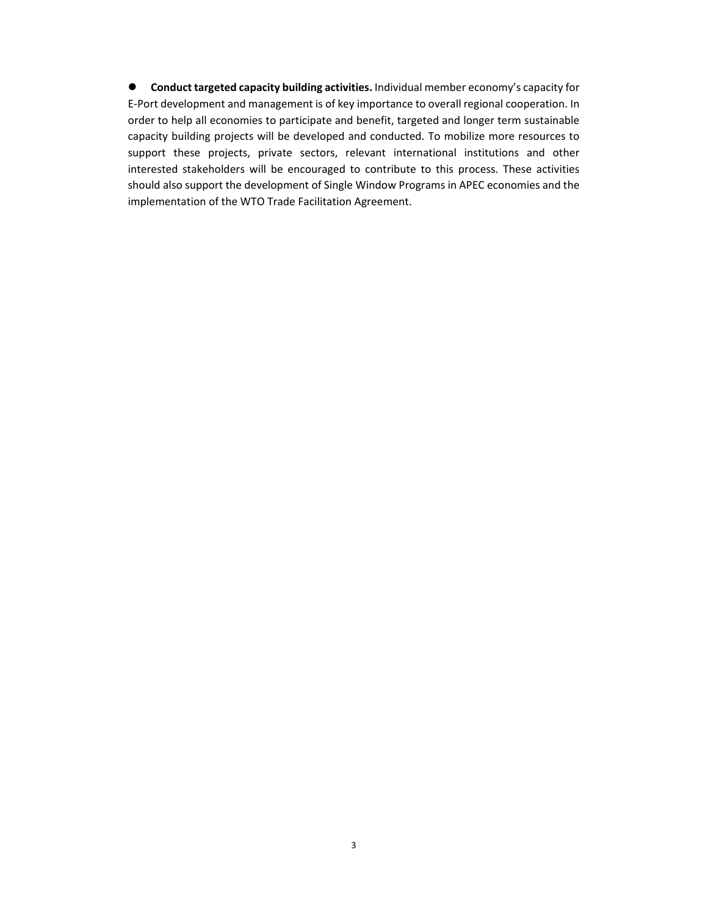- **Conduct targeted capacity building activities.** Individual member economy's capacity for E-Port development and management is of key importance to overall regional cooperation. In order to help all economies to participate and benefit, targeted and longer term sustainable capacity building projects will be developed and conducted. To mobilize more resources to support these projects, private sectors, relevant international institutions and other interested stakeholders will be encouraged to contribute to this process. These activities should also support the development of Single Window Programs in APEC economies and the implementation of the WTO Trade Facilitation Agreement.